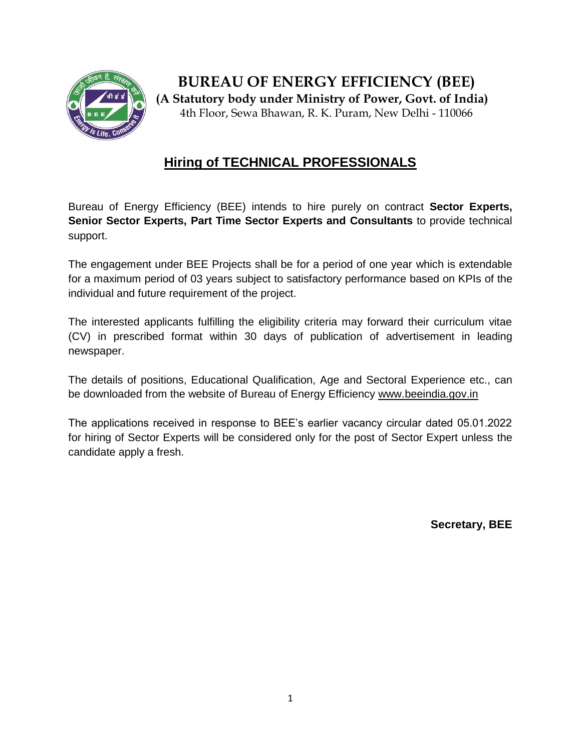# BUREAU OF ENERGY EFFICIENCY (BEE)

**(A Statutory body under Ministry of Power, Govt. of India)**

4th Floor, Sewa Bhawan, R. K. Puram, New Delhi - 110066

## Hiring of TECHNICAL PROFESSIONALS

Bureau of Energy Efficiency (BEE) intends to hire purely on contract **Sector Experts, Senior Sector Experts, Part Time Sector Experts and Consultants** to provide technical support.

The engagement under BEE Projects shall be for a period of one year which is extendable for a maximum period of 03 years subject to satisfactory performance based on KPIs of the individual and future requirement of the project.

The interested applicants fulfilling the eligibility criteria may forward their curriculum vitae (CV) in prescribed format within 30 days of publication of advertisement in leading newspaper.

The details of positions, Educational Qualification, Age and Sectoral Experience etc., can be downloaded from the website of Bureau of Energy Efficiency www.beeindia.gov.in

The applications received in response to BEE's earlier vacancy circular dated 05.01.2022 for hiring of Sector Experts will be considered only for the post of Sector Expert unless the candidate apply a fresh.

**Secretary, BEE**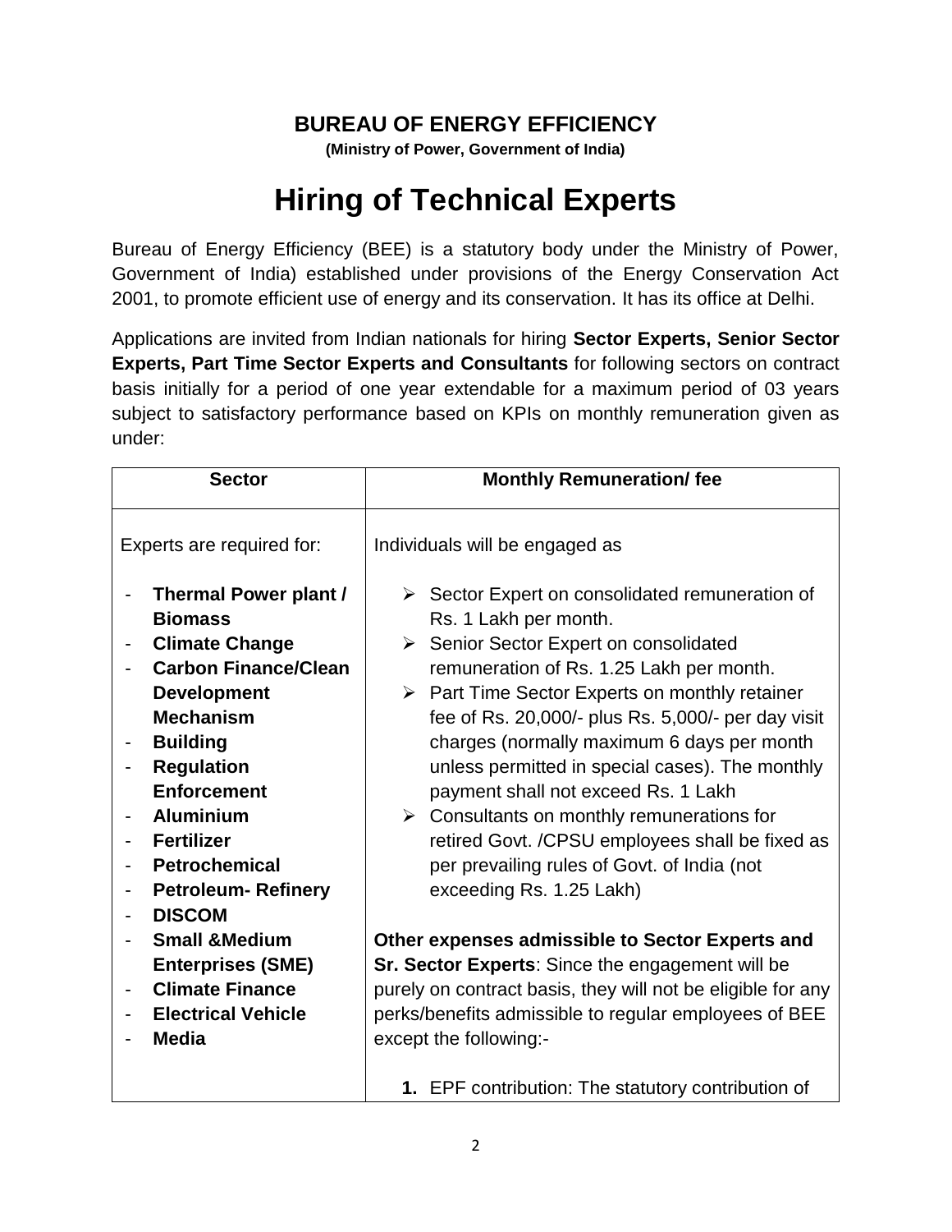# BUREAU OF ENERGY EFFICIENCY

**(Ministry of Power, Government of India)**

# Hiring of Technical Experts

Bureau of Energy Efficiency (BEE) is a statutory body under the Ministry of Power, Government of India) established under provisions of the Energy Conservation Act 2001, to promote efficient use of energy and its conservation. It has its office at Delhi.

Applications are invited from Indian nationals for hiring **Sector Experts, Senior Sector Experts, Part Time Sector Experts and Consultants** for following sectors on contract basis initially for a period of one year extendable for a maximum period of 03 years subject to satisfactory performance based on KPIs on monthly remuneration given as under:

| Sector | Monthly Remuneration/ fee |
|---|---|
| Experts are required for:<br><br>- **Thermal Power plant / Biomass**<br>- **Climate Change**<br>- **Carbon Finance/Clean Development Mechanism**<br>- **Building**<br>- **Regulation Enforcement**<br>- **Aluminium**<br>- **Fertilizer**<br>- **Petrochemical**<br>- **Petroleum- Refinery**<br>- **DISCOM**<br>- **Small &Medium Enterprises (SME)**<br>- **Climate Finance**<br>- **Electrical Vehicle**<br>- **Media** | Individuals will be engaged as<br><br>➢ Sector Expert on consolidated remuneration of Rs. 1 Lakh per month.<br>➢ Senior Sector Expert on consolidated remuneration of Rs. 1.25 Lakh per month.<br>➢ Part Time Sector Experts on monthly retainer fee of Rs. 20,000/- plus Rs. 5,000/- per day visit charges (normally maximum 6 days per month unless permitted in special cases). The monthly payment shall not exceed Rs. 1 Lakh<br>➢ Consultants on monthly remunerations for retired Govt. /CPSU employees shall be fixed as per prevailing rules of Govt. of India (not exceeding Rs. 1.25 Lakh)<br><br>**Other expenses admissible to Sector Experts and Sr. Sector Experts**: Since the engagement will be purely on contract basis, they will not be eligible for any perks/benefits admissible to regular employees of BEE except the following:-<br><br>**1.** EPF contribution: The statutory contribution of |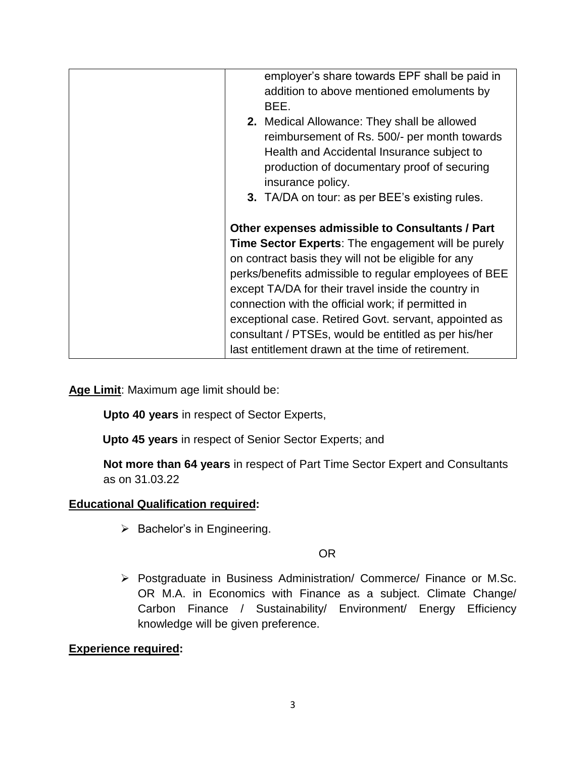| | employer's share towards EPF shall be paid in addition to above mentioned emoluments by BEE.<br>**2.** Medical Allowance: They shall be allowed reimbursement of Rs. 500/- per month towards Health and Accidental Insurance subject to production of documentary proof of securing insurance policy.<br>**3.** TA/DA on tour: as per BEE's existing rules.<br><br>**Other expenses admissible to Consultants / Part Time Sector Experts**: The engagement will be purely on contract basis they will not be eligible for any perks/benefits admissible to regular employees of BEE except TA/DA for their travel inside the country in connection with the official work; if permitted in exceptional case. Retired Govt. servant, appointed as consultant / PTSEs, would be entitled as per his/her last entitlement drawn at the time of retirement. |
|---|---|

**Age Limit**: Maximum age limit should be:

**Upto 40 years** in respect of Sector Experts,

**Upto 45 years** in respect of Senior Sector Experts; and

**Not more than 64 years** in respect of Part Time Sector Expert and Consultants as on 31.03.22

**Educational Qualification required:**

- Bachelor's in Engineering.

OR

- Postgraduate in Business Administration/ Commerce/ Finance or M.Sc. OR M.A. in Economics with Finance as a subject. Climate Change/ Carbon Finance / Sustainability/ Environment/ Energy Efficiency knowledge will be given preference.

**Experience required:**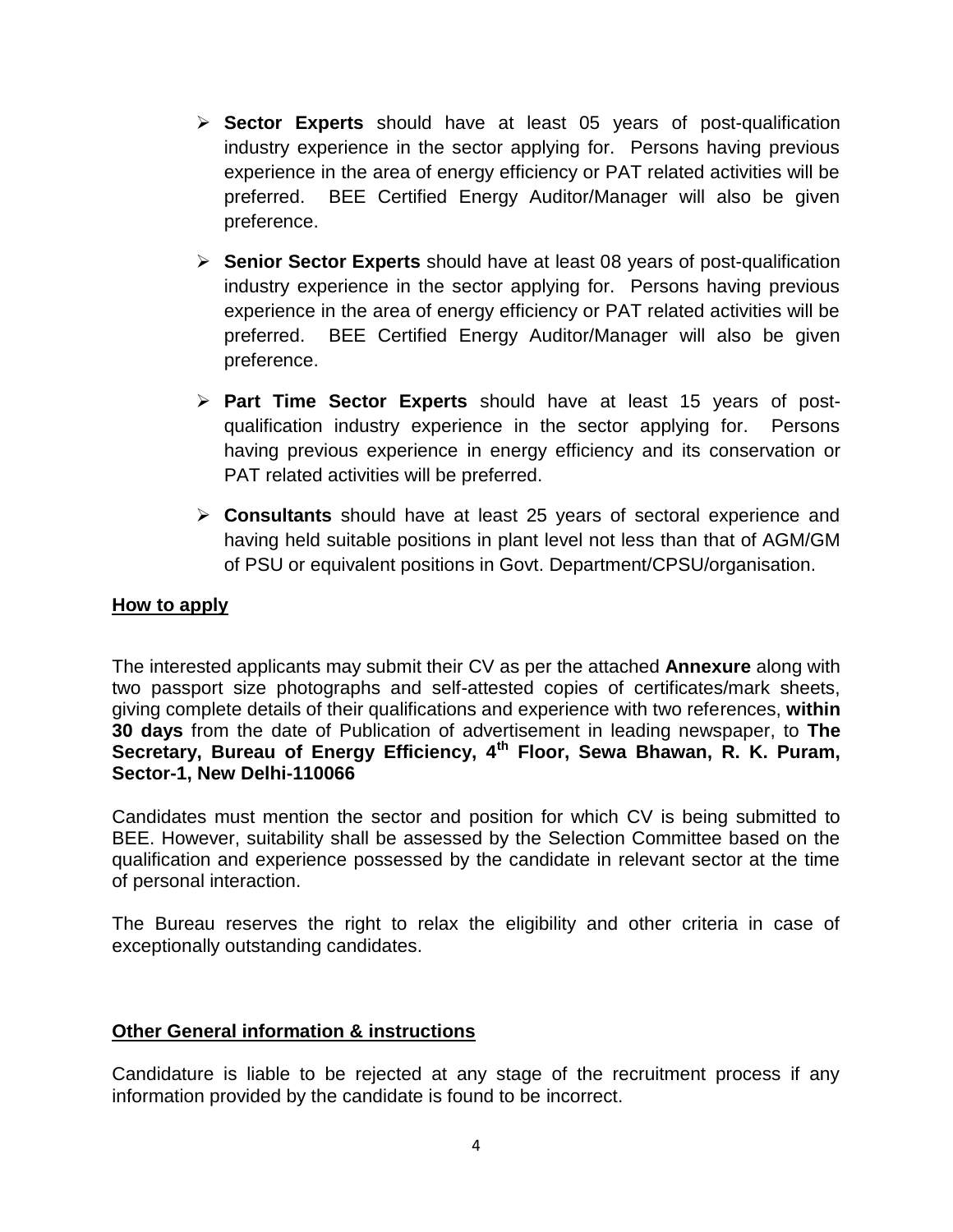- **Sector Experts** should have at least 05 years of post-qualification industry experience in the sector applying for. Persons having previous experience in the area of energy efficiency or PAT related activities will be preferred. BEE Certified Energy Auditor/Manager will also be given preference.
- **Senior Sector Experts** should have at least 08 years of post-qualification industry experience in the sector applying for. Persons having previous experience in the area of energy efficiency or PAT related activities will be preferred. BEE Certified Energy Auditor/Manager will also be given preference.
- **Part Time Sector Experts** should have at least 15 years of post-qualification industry experience in the sector applying for. Persons having previous experience in energy efficiency and its conservation or PAT related activities will be preferred.
- **Consultants** should have at least 25 years of sectoral experience and having held suitable positions in plant level not less than that of AGM/GM of PSU or equivalent positions in Govt. Department/CPSU/organisation.

## How to apply

The interested applicants may submit their CV as per the attached **Annexure** along with two passport size photographs and self-attested copies of certificates/mark sheets, giving complete details of their qualifications and experience with two references, **within 30 days** from the date of Publication of advertisement in leading newspaper, to **The Secretary, Bureau of Energy Efficiency, 4th Floor, Sewa Bhawan, R. K. Puram, Sector-1, New Delhi-110066**

Candidates must mention the sector and position for which CV is being submitted to BEE. However, suitability shall be assessed by the Selection Committee based on the qualification and experience possessed by the candidate in relevant sector at the time of personal interaction.

The Bureau reserves the right to relax the eligibility and other criteria in case of exceptionally outstanding candidates.

## Other General information & instructions

Candidature is liable to be rejected at any stage of the recruitment process if any information provided by the candidate is found to be incorrect.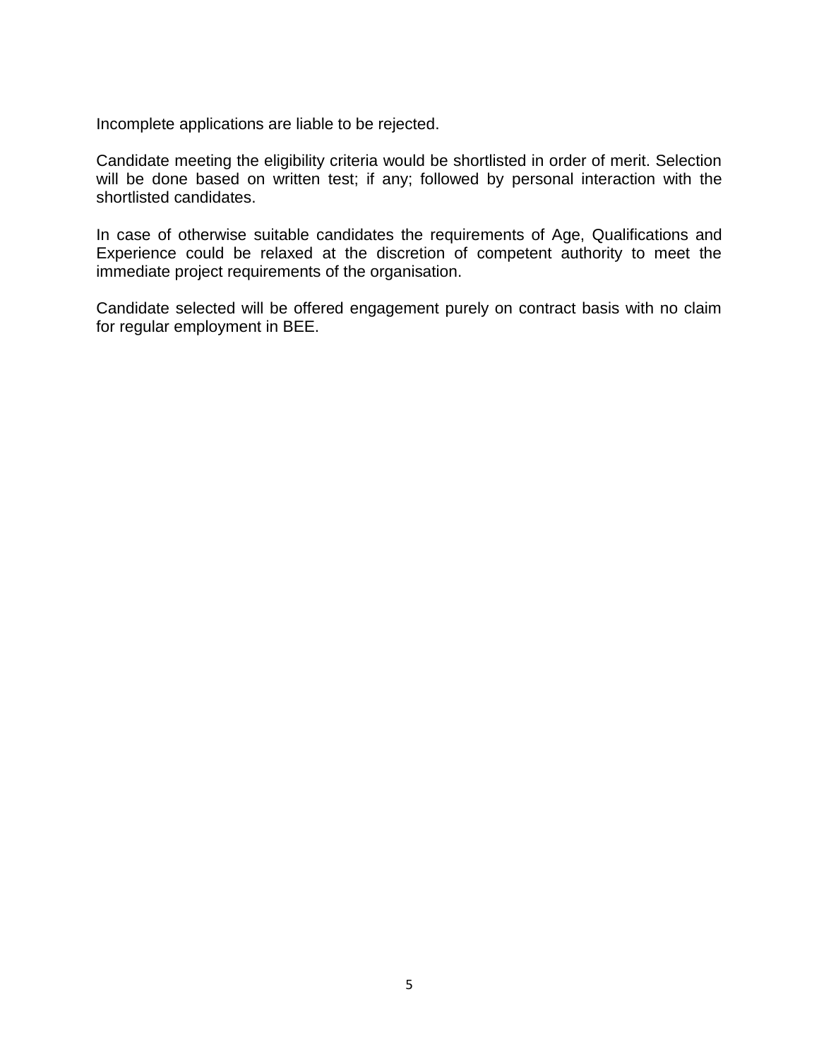Incomplete applications are liable to be rejected.

Candidate meeting the eligibility criteria would be shortlisted in order of merit. Selection will be done based on written test; if any; followed by personal interaction with the shortlisted candidates.

In case of otherwise suitable candidates the requirements of Age, Qualifications and Experience could be relaxed at the discretion of competent authority to meet the immediate project requirements of the organisation.

Candidate selected will be offered engagement purely on contract basis with no claim for regular employment in BEE.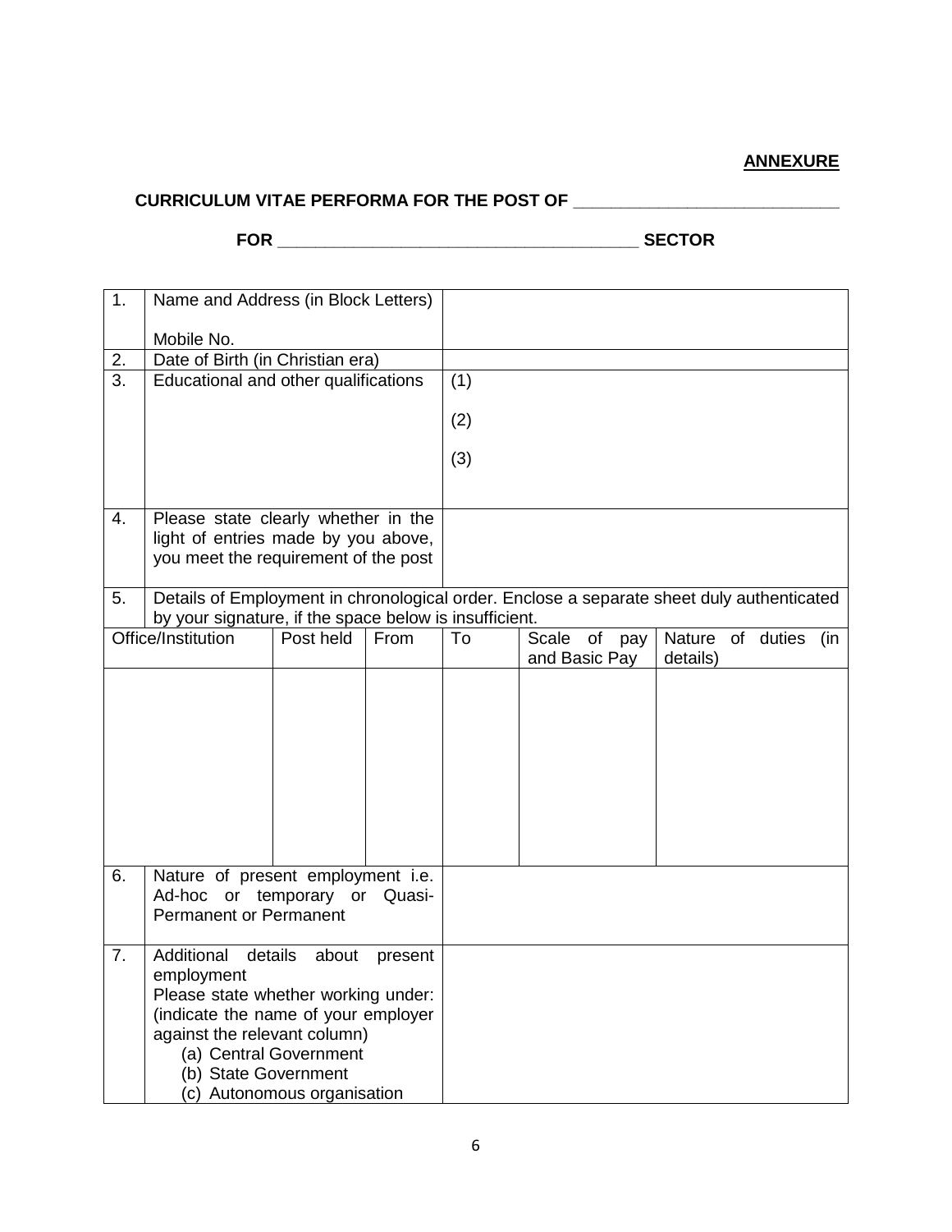**ANNEXURE**

**CURRICULUM VITAE PERFORMA FOR THE POST OF ____________________________**

**FOR ______________________________________ SECTOR**

| 1. | Name and Address (in Block Letters)<br><br>Mobile No. | |
|---|---|---|
| 2. | Date of Birth (in Christian era) | |
| 3. | Educational and other qualifications | (1)<br><br>(2)<br><br>(3) |
| 4. | Please state clearly whether in the light of entries made by you above, you meet the requirement of the post | |
| 5. | Details of Employment in chronological order. Enclose a separate sheet duly authenticated by your signature, if the space below is insufficient. | |

| Office/Institution | Post held | From | To | Scale of pay and Basic Pay | Nature of duties (in details) |
|---|---|---|---|---|---|
| | | | | | |

| 6. | Nature of present employment i.e. Ad-hoc or temporary or Quasi-Permanent or Permanent | |
|---|---|---|
| 7. | Additional details about present employment<br>Please state whether working under: (indicate the name of your employer against the relevant column)<br>(a) Central Government<br>(b) State Government<br>(c) Autonomous organisation | |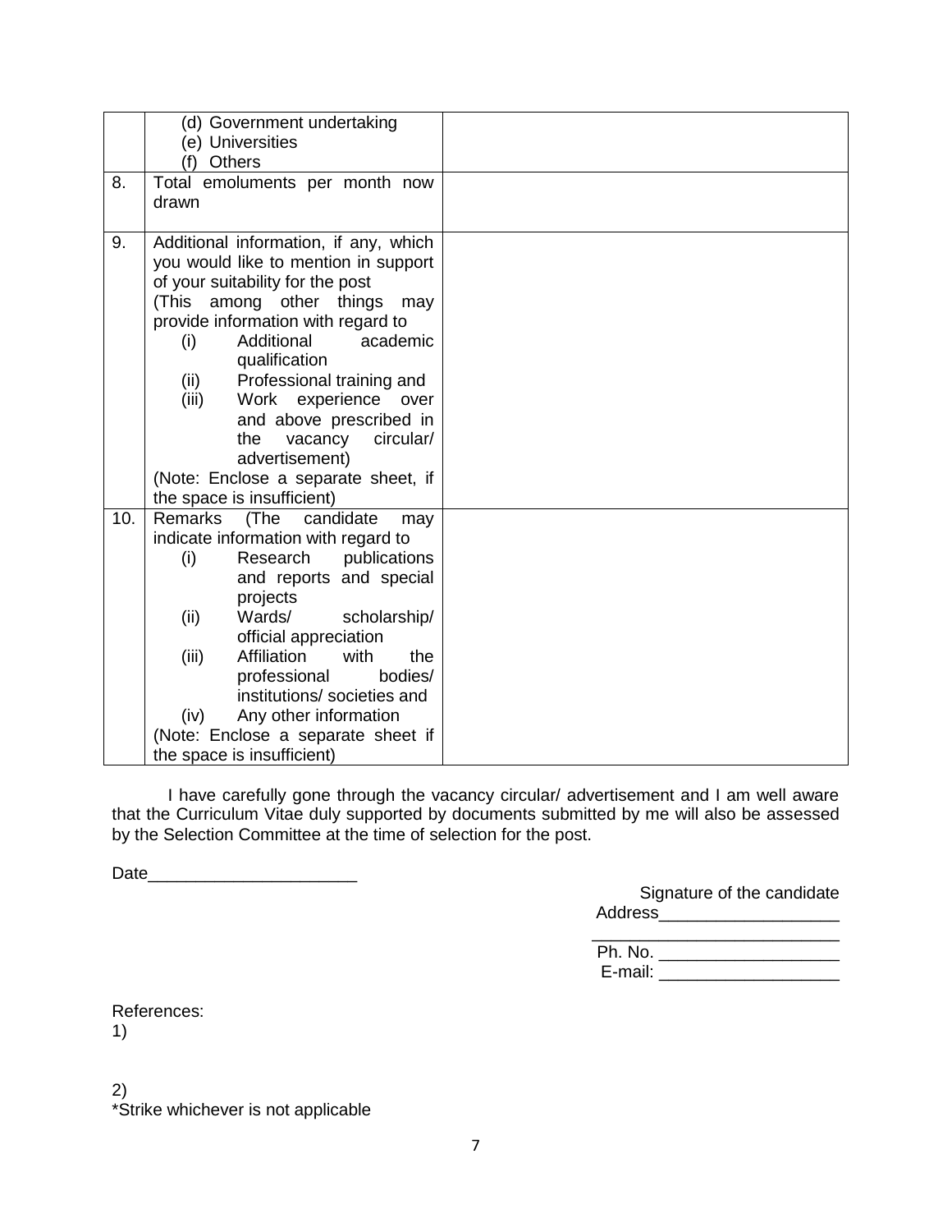| | | |
|---|---|---|
| | (d) Government undertaking<br>(e) Universities<br>(f) Others | |
| 8. | Total emoluments per month now drawn | |
| 9. | Additional information, if any, which you would like to mention in support of your suitability for the post<br>(This among other things may provide information with regard to<br>(i) Additional academic qualification<br>(ii) Professional training and<br>(iii) Work experience over and above prescribed in the vacancy circular/ advertisement)<br>(Note: Enclose a separate sheet, if the space is insufficient) | |
| 10. | Remarks (The candidate may indicate information with regard to<br>(i) Research publications and reports and special projects<br>(ii) Wards/ scholarship/ official appreciation<br>(iii) Affiliation with the professional bodies/ institutions/ societies and<br>(iv) Any other information<br>(Note: Enclose a separate sheet if the space is insufficient) | |

I have carefully gone through the vacancy circular/ advertisement and I am well aware that the Curriculum Vitae duly supported by documents submitted by me will also be assessed by the Selection Committee at the time of selection for the post.

Date______________________

Signature of the candidate

Address___________________

__________________________

Ph. No. ___________________

E-mail: ___________________

References:

1)

2)

*Strike whichever is not applicable